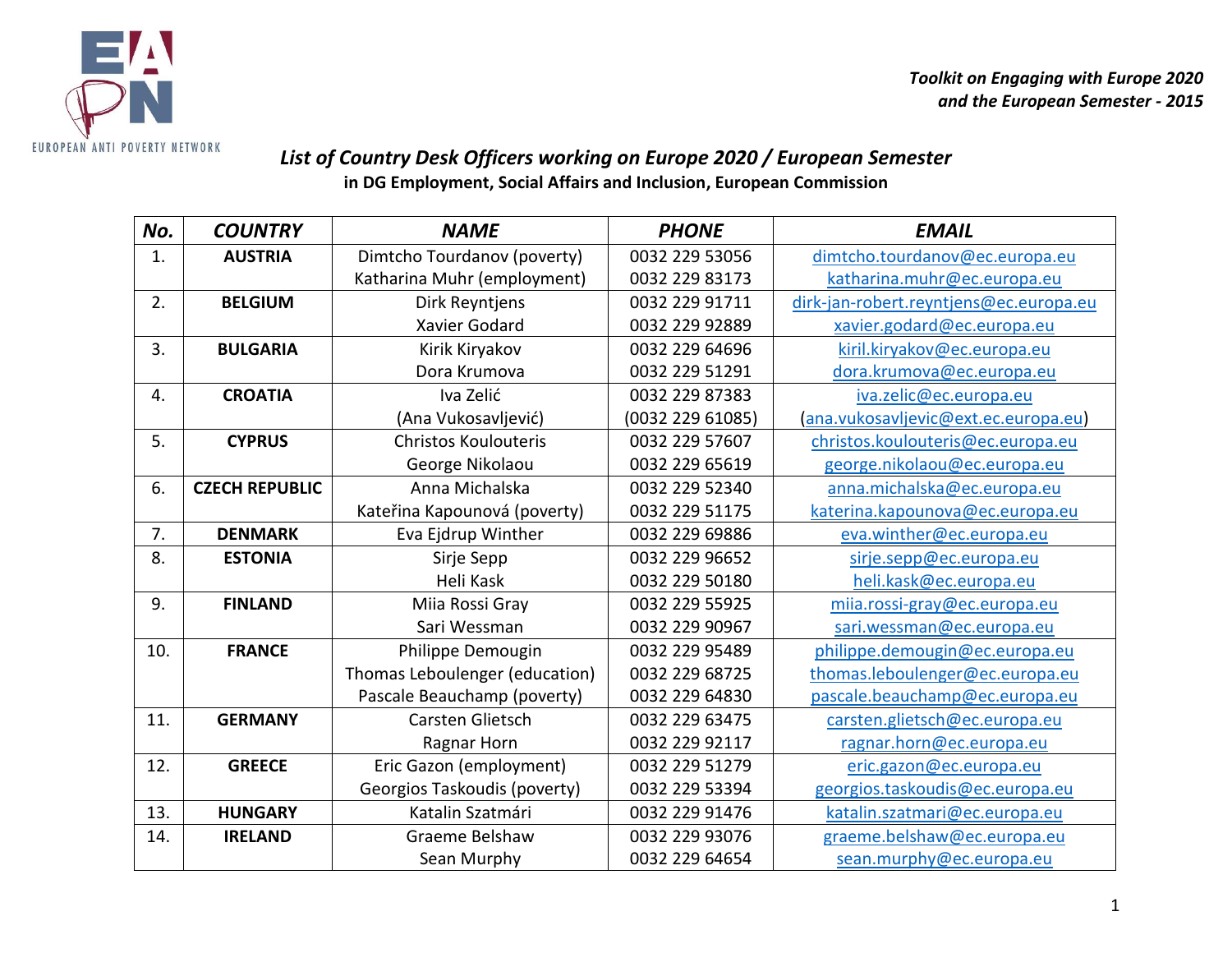EUROPEAN ANTI POVERTY NETWORK

*Toolkit on Engaging with Europe 2020 and the European Semester - 2015*

## *List of Country Desk Officers working on Europe 2020 / European Semester*

**in DG Employment, Social Affairs and Inclusion, European Commission**

| No. | COUNTRY | NAME | PHONE | EMAIL |
|---|---|---|---|---|
| 1. | **AUSTRIA** | Dimtcho Tourdanov (poverty)<br>Katharina Muhr (employment) | 0032 229 53056<br>0032 229 83173 | dimtcho.tourdanov@ec.europa.eu<br>katharina.muhr@ec.europa.eu |
| 2. | **BELGIUM** | Dirk Reyntjens<br>Xavier Godard | 0032 229 91711<br>0032 229 92889 | dirk-jan-robert.reyntjens@ec.europa.eu<br>xavier.godard@ec.europa.eu |
| 3. | **BULGARIA** | Kirik Kiryakov<br>Dora Krumova | 0032 229 64696<br>0032 229 51291 | kiril.kiryakov@ec.europa.eu<br>dora.krumova@ec.europa.eu |
| 4. | **CROATIA** | Iva Zelić<br>(Ana Vukosavljević) | 0032 229 87383<br>(0032 229 61085) | iva.zelic@ec.europa.eu<br>(ana.vukosavljevic@ext.ec.europa.eu) |
| 5. | **CYPRUS** | Christos Koulouteris<br>George Nikolaou | 0032 229 57607<br>0032 229 65619 | christos.koulouteris@ec.europa.eu<br>george.nikolaou@ec.europa.eu |
| 6. | **CZECH REPUBLIC** | Anna Michalska<br>Kateřina Kapounová (poverty) | 0032 229 52340<br>0032 229 51175 | anna.michalska@ec.europa.eu<br>katerina.kapounova@ec.europa.eu |
| 7. | **DENMARK** | Eva Ejdrup Winther | 0032 229 69886 | eva.winther@ec.europa.eu |
| 8. | **ESTONIA** | Sirje Sepp<br>Heli Kask | 0032 229 96652<br>0032 229 50180 | sirje.sepp@ec.europa.eu<br>heli.kask@ec.europa.eu |
| 9. | **FINLAND** | Miia Rossi Gray<br>Sari Wessman | 0032 229 55925<br>0032 229 90967 | miia.rossi-gray@ec.europa.eu<br>sari.wessman@ec.europa.eu |
| 10. | **FRANCE** | Philippe Demougin<br>Thomas Leboulenger (education)<br>Pascale Beauchamp (poverty) | 0032 229 95489<br>0032 229 68725<br>0032 229 64830 | philippe.demougin@ec.europa.eu<br>thomas.leboulenger@ec.europa.eu<br>pascale.beauchamp@ec.europa.eu |
| 11. | **GERMANY** | Carsten Glietsch<br>Ragnar Horn | 0032 229 63475<br>0032 229 92117 | carsten.glietsch@ec.europa.eu<br>ragnar.horn@ec.europa.eu |
| 12. | **GREECE** | Eric Gazon (employment)<br>Georgios Taskoudis (poverty) | 0032 229 51279<br>0032 229 53394 | eric.gazon@ec.europa.eu<br>georgios.taskoudis@ec.europa.eu |
| 13. | **HUNGARY** | Katalin Szatmári | 0032 229 91476 | katalin.szatmari@ec.europa.eu |
| 14. | **IRELAND** | Graeme Belshaw<br>Sean Murphy | 0032 229 93076<br>0032 229 64654 | graeme.belshaw@ec.europa.eu<br>sean.murphy@ec.europa.eu |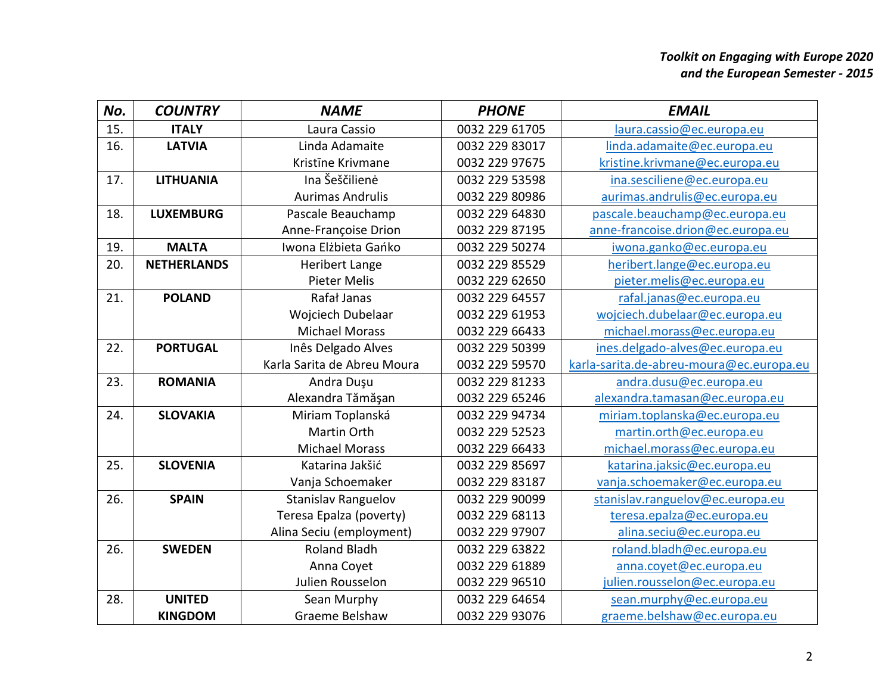| No. | COUNTRY | NAME | PHONE | EMAIL |
|---|---|---|---|---|
| 15. | **ITALY** | Laura Cassio | 0032 229 61705 | laura.cassio@ec.europa.eu |
| 16. | **LATVIA** | Linda Adamaite | 0032 229 83017 | linda.adamaite@ec.europa.eu |
| | | Kristīne Krivmane | 0032 229 97675 | kristine.krivmane@ec.europa.eu |
| 17. | **LITHUANIA** | Ina Šeščilienė | 0032 229 53598 | ina.sesciliene@ec.europa.eu |
| | | Aurimas Andrulis | 0032 229 80986 | aurimas.andrulis@ec.europa.eu |
| 18. | **LUXEMBURG** | Pascale Beauchamp | 0032 229 64830 | pascale.beauchamp@ec.europa.eu |
| | | Anne-Françoise Drion | 0032 229 87195 | anne-francoise.drion@ec.europa.eu |
| 19. | **MALTA** | Iwona Elżbieta Gańko | 0032 229 50274 | iwona.ganko@ec.europa.eu |
| 20. | **NETHERLANDS** | Heribert Lange | 0032 229 85529 | heribert.lange@ec.europa.eu |
| | | Pieter Melis | 0032 229 62650 | pieter.melis@ec.europa.eu |
| 21. | **POLAND** | Rafał Janas | 0032 229 64557 | rafal.janas@ec.europa.eu |
| | | Wojciech Dubelaar | 0032 229 61953 | wojciech.dubelaar@ec.europa.eu |
| | | Michael Morass | 0032 229 66433 | michael.morass@ec.europa.eu |
| 22. | **PORTUGAL** | Inês Delgado Alves | 0032 229 50399 | ines.delgado-alves@ec.europa.eu |
| | | Karla Sarita de Abreu Moura | 0032 229 59570 | karla-sarita.de-abreu-moura@ec.europa.eu |
| 23. | **ROMANIA** | Andra Duşu | 0032 229 81233 | andra.dusu@ec.europa.eu |
| | | Alexandra Tămăşan | 0032 229 65246 | alexandra.tamasan@ec.europa.eu |
| 24. | **SLOVAKIA** | Miriam Toplanská | 0032 229 94734 | miriam.toplanska@ec.europa.eu |
| | | Martin Orth | 0032 229 52523 | martin.orth@ec.europa.eu |
| | | Michael Morass | 0032 229 66433 | michael.morass@ec.europa.eu |
| 25. | **SLOVENIA** | Katarina Jakšić | 0032 229 85697 | katarina.jaksic@ec.europa.eu |
| | | Vanja Schoemaker | 0032 229 83187 | vanja.schoemaker@ec.europa.eu |
| 26. | **SPAIN** | Stanislav Ranguelov | 0032 229 90099 | stanislav.ranguelov@ec.europa.eu |
| | | Teresa Epalza (poverty) | 0032 229 68113 | teresa.epalza@ec.europa.eu |
| | | Alina Seciu (employment) | 0032 229 97907 | alina.seciu@ec.europa.eu |
| 26. | **SWEDEN** | Roland Bladh | 0032 229 63822 | roland.bladh@ec.europa.eu |
| | | Anna Coyet | 0032 229 61889 | anna.coyet@ec.europa.eu |
| | | Julien Rousselon | 0032 229 96510 | julien.rousselon@ec.europa.eu |
| 28. | **UNITED KINGDOM** | Sean Murphy | 0032 229 64654 | sean.murphy@ec.europa.eu |
| | | Graeme Belshaw | 0032 229 93076 | graeme.belshaw@ec.europa.eu |